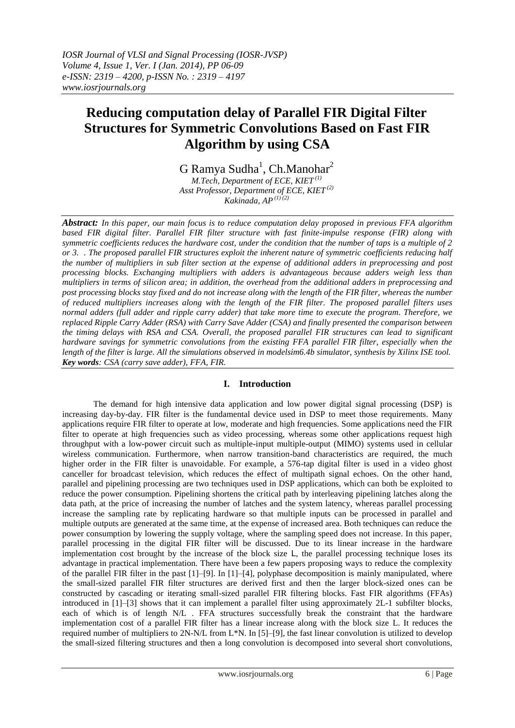# Reducing computation delay of Parallel FIR Digital Filter Structures for Symmetric Convolutions Based on Fast FIR Algorithm by using CSA

G Ramya Sudha[1], Ch.Manohar[2]

*M.Tech, Department of ECE, KIET [(1)]*
*Asst Professor, Department of ECE, KIET [(2)]*
*Kakinada, AP [(1) (2)]*

***Abstract:*** *In this paper, our main focus is to reduce computation delay proposed in previous FFA algorithm based FIR digital filter. Parallel FIR filter structure with fast finite-impulse response (FIR) along with symmetric coefficients reduces the hardware cost, under the condition that the number of taps is a multiple of 2 or 3. . The proposed parallel FIR structures exploit the inherent nature of symmetric coefficients reducing half the number of multipliers in sub filter section at the expense of additional adders in preprocessing and post processing blocks. Exchanging multipliers with adders is advantageous because adders weigh less than multipliers in terms of silicon area; in addition, the overhead from the additional adders in preprocessing and post processing blocks stay fixed and do not increase along with the length of the FIR filter, whereas the number of reduced multipliers increases along with the length of the FIR filter. The proposed parallel filters uses normal adders (full adder and ripple carry adder) that take more time to execute the program. Therefore, we replaced Ripple Carry Adder (RSA) with Carry Save Adder (CSA) and finally presented the comparison between the timing delays with RSA and CSA. Overall, the proposed parallel FIR structures can lead to significant hardware savings for symmetric convolutions from the existing FFA parallel FIR filter, especially when the length of the filter is large. All the simulations observed in modelsim6.4b simulator, synthesis by Xilinx ISE tool.*

***Key words****: CSA (carry save adder), FFA, FIR.*

## I. Introduction

The demand for high intensive data application and low power digital signal processing (DSP) is increasing day-by-day. FIR filter is the fundamental device used in DSP to meet those requirements. Many applications require FIR filter to operate at low, moderate and high frequencies. Some applications need the FIR filter to operate at high frequencies such as video processing, whereas some other applications request high throughput with a low-power circuit such as multiple-input multiple-output (MIMO) systems used in cellular wireless communication. Furthermore, when narrow transition-band characteristics are required, the much higher order in the FIR filter is unavoidable. For example, a 576-tap digital filter is used in a video ghost canceller for broadcast television, which reduces the effect of multipath signal echoes. On the other hand, parallel and pipelining processing are two techniques used in DSP applications, which can both be exploited to reduce the power consumption. Pipelining shortens the critical path by interleaving pipelining latches along the data path, at the price of increasing the number of latches and the system latency, whereas parallel processing increase the sampling rate by replicating hardware so that multiple inputs can be processed in parallel and multiple outputs are generated at the same time, at the expense of increased area. Both techniques can reduce the power consumption by lowering the supply voltage, where the sampling speed does not increase. In this paper, parallel processing in the digital FIR filter will be discussed. Due to its linear increase in the hardware implementation cost brought by the increase of the block size L, the parallel processing technique loses its advantage in practical implementation. There have been a few papers proposing ways to reduce the complexity of the parallel FIR filter in the past [1]–[9]. In [1]–[4], polyphase decomposition is mainly manipulated, where the small-sized parallel FIR filter structures are derived first and then the larger block-sized ones can be constructed by cascading or iterating small-sized parallel FIR filtering blocks. Fast FIR algorithms (FFAs) introduced in [1]–[3] shows that it can implement a parallel filter using approximately 2L-1 subfilter blocks, each of which is of length N/L . FFA structures successfully break the constraint that the hardware implementation cost of a parallel FIR filter has a linear increase along with the block size L. It reduces the required number of multipliers to 2N-N/L from L*N. In [5]–[9], the fast linear convolution is utilized to develop the small-sized filtering structures and then a long convolution is decomposed into several short convolutions,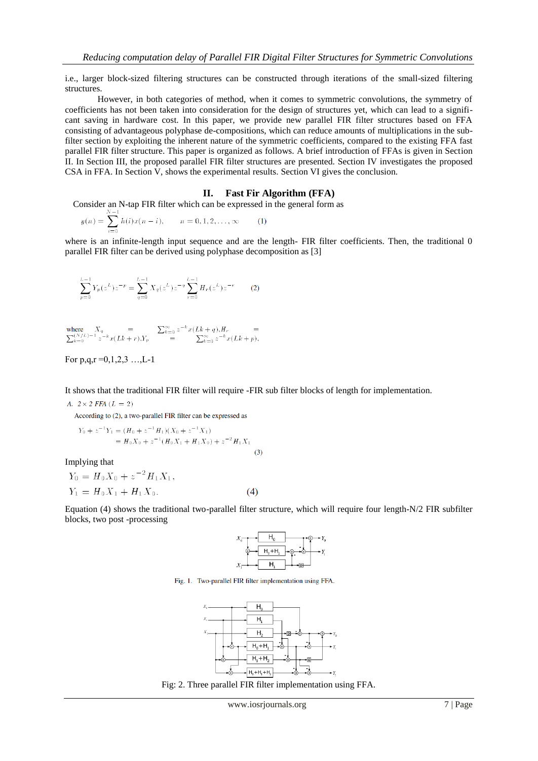i.e., larger block-sized filtering structures can be constructed through iterations of the small-sized filtering structures.

However, in both categories of method, when it comes to symmetric convolutions, the symmetry of coefficients has not been taken into consideration for the design of structures yet, which can lead to a significant saving in hardware cost. In this paper, we provide new parallel FIR filter structures based on FFA consisting of advantageous polyphase de-compositions, which can reduce amounts of multiplications in the subfilter section by exploiting the inherent nature of the symmetric coefficients, compared to the existing FFA fast parallel FIR filter structure. This paper is organized as follows. A brief introduction of FFAs is given in Section II. In Section III, the proposed parallel FIR filter structures are presented. Section IV investigates the proposed CSA in FFA. In Section V, shows the experimental results. Section VI gives the conclusion.

## II. Fast Fir Algorithm (FFA)

Consider an N-tap FIR filter which can be expressed in the general form as

$$y(n) = \sum_{i=0}^{N-1} h(i)x(n-i), \qquad n = 0, 1, 2, \ldots, \infty \qquad (1)$$

where is an infinite-length input sequence and are the length- FIR filter coefficients. Then, the traditional 0 parallel FIR filter can be derived using polyphase decomposition as [3]

$$\sum_{p=0}^{L-1} Y_p(z^L)z^{-p} = \sum_{q=0}^{L-1} X_q(z^L)z^{-q} \sum_{r=0}^{L-1} H_r(z^L)z^{-r} \qquad (2)$$

where $X_q = \sum_{k=0}^{\infty} z^{-k}x(Lk+q), H_r = \sum_{k=0}^{(N/L)-1} z^{-k}x(Lk+r), Y_p = \sum_{k=0}^{\infty} z^{-k}x(Lk+p),$

For p,q,r =0,1,2,3 …,L-1

It shows that the traditional FIR filter will require -FIR sub filter blocks of length for implementation.

*A. 2 × 2 FFA (L = 2)*

According to (2), a two-parallel FIR filter can be expressed as

$$\begin{aligned} Y_0 + z^{-1}Y_1 &= (H_0 + z^{-1}H_1)(X_0 + z^{-1}X_1) \\ &= H_0X_0 + z^{-1}(H_0X_1 + H_1X_0) + z^{-2}H_1X_1 \end{aligned} \qquad (3)$$

Implying that

$$\begin{aligned} Y_0 &= H_0X_0 + z^{-2}H_1X_1, \\ Y_1 &= H_0X_1 + H_1X_0. \end{aligned} \qquad (4)$$

Equation (4) shows the traditional two-parallel filter structure, which will require four length-N/2 FIR subfilter blocks, two post -processing

Fig. 1. Two-parallel FIR filter implementation using FFA.

Fig: 2. Three parallel FIR filter implementation using FFA.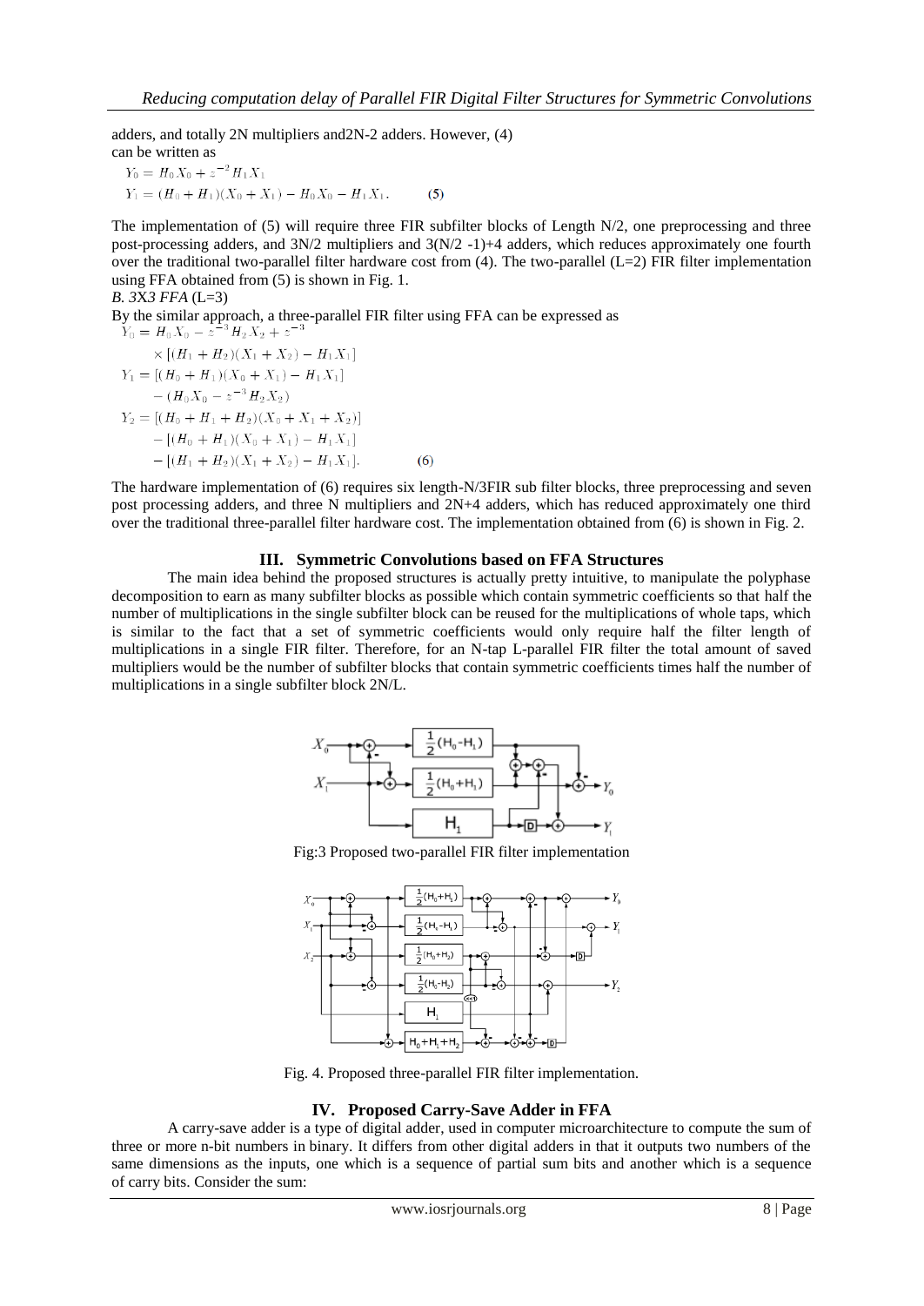adders, and totally 2N multipliers and2N-2 adders. However, (4) can be written as

$$Y_0 = H_0 X_0 + z^{-2} H_1 X_1$$
$$Y_1 = (H_0 + H_1)(X_0 + X_1) - H_0 X_0 - H_1 X_1. \qquad (5)$$

The implementation of (5) will require three FIR subfilter blocks of Length N/2, one preprocessing and three post-processing adders, and 3N/2 multipliers and 3(N/2 -1)+4 adders, which reduces approximately one fourth over the traditional two-parallel filter hardware cost from (4). The two-parallel (L=2) FIR filter implementation using FFA obtained from (5) is shown in Fig. 1.

*B. 3X3 FFA* (L=3)

By the similar approach, a three-parallel FIR filter using FFA can be expressed as

$$Y_0 = H_0 X_0 - z^{-3} H_2 X_2 + z^{-3}$$
$$\times [(H_1 + H_2)(X_1 + X_2) - H_1 X_1]$$
$$Y_1 = [(H_0 + H_1)(X_0 + X_1) - H_1 X_1]$$
$$- (H_0 X_0 - z^{-3} H_2 X_2)$$
$$Y_2 = [(H_0 + H_1 + H_2)(X_0 + X_1 + X_2)]$$
$$- [(H_0 + H_1)(X_0 + X_1) - H_1 X_1]$$
$$- [(H_1 + H_2)(X_1 + X_2) - H_1 X_1]. \qquad (6)$$

The hardware implementation of (6) requires six length-N/3FIR sub filter blocks, three preprocessing and seven post processing adders, and three N multipliers and 2N+4 adders, which has reduced approximately one third over the traditional three-parallel filter hardware cost. The implementation obtained from (6) is shown in Fig. 2.

## III. Symmetric Convolutions based on FFA Structures

The main idea behind the proposed structures is actually pretty intuitive, to manipulate the polyphase decomposition to earn as many subfilter blocks as possible which contain symmetric coefficients so that half the number of multiplications in the single subfilter block can be reused for the multiplications of whole taps, which is similar to the fact that a set of symmetric coefficients would only require half the filter length of multiplications in a single FIR filter. Therefore, for an N-tap L-parallel FIR filter the total amount of saved multipliers would be the number of subfilter blocks that contain symmetric coefficients times half the number of multiplications in a single subfilter block 2N/L.

Fig:3 Proposed two-parallel FIR filter implementation

Fig. 4. Proposed three-parallel FIR filter implementation.

## IV. Proposed Carry-Save Adder in FFA

A carry-save adder is a type of digital adder, used in computer microarchitecture to compute the sum of three or more n-bit numbers in binary. It differs from other digital adders in that it outputs two numbers of the same dimensions as the inputs, one which is a sequence of partial sum bits and another which is a sequence of carry bits. Consider the sum: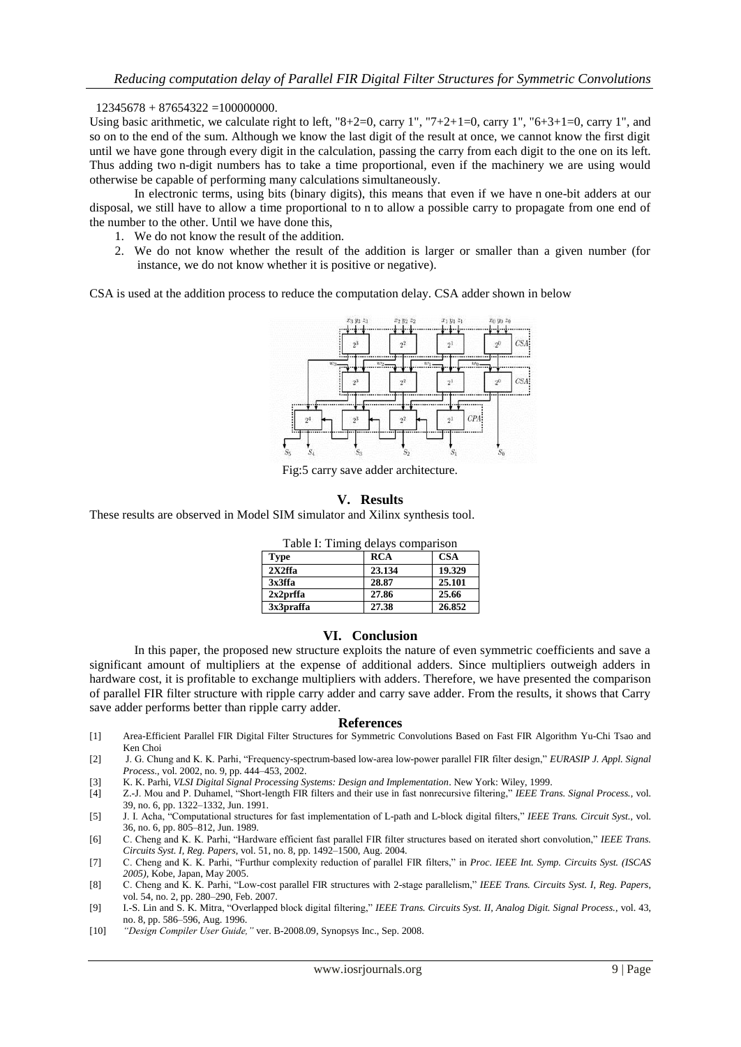12345678 + 87654322 =100000000.

Using basic arithmetic, we calculate right to left, "8+2=0, carry 1", "7+2+1=0, carry 1", "6+3+1=0, carry 1", and so on to the end of the sum. Although we know the last digit of the result at once, we cannot know the first digit until we have gone through every digit in the calculation, passing the carry from each digit to the one on its left. Thus adding two n-digit numbers has to take a time proportional, even if the machinery we are using would otherwise be capable of performing many calculations simultaneously.

In electronic terms, using bits (binary digits), this means that even if we have n one-bit adders at our disposal, we still have to allow a time proportional to n to allow a possible carry to propagate from one end of the number to the other. Until we have done this,

1. We do not know the result of the addition.
2. We do not know whether the result of the addition is larger or smaller than a given number (for instance, we do not know whether it is positive or negative).

CSA is used at the addition process to reduce the computation delay. CSA adder shown in below

Fig:5 carry save adder architecture.

## V. Results

These results are observed in Model SIM simulator and Xilinx synthesis tool.

Table I: Timing delays comparison

| Type | RCA | CSA |
|---|---|---|
| 2X2ffa | 23.134 | 19.329 |
| 3x3ffa | 28.87 | 25.101 |
| 2x2prffa | 27.86 | 25.66 |
| 3x3praffa | 27.38 | 26.852 |

## VI. Conclusion

In this paper, the proposed new structure exploits the nature of even symmetric coefficients and save a significant amount of multipliers at the expense of additional adders. Since multipliers outweigh adders in hardware cost, it is profitable to exchange multipliers with adders. Therefore, we have presented the comparison of parallel FIR filter structure with ripple carry adder and carry save adder. From the results, it shows that Carry save adder performs better than ripple carry adder.

## References

[1] Area-Efficient Parallel FIR Digital Filter Structures for Symmetric Convolutions Based on Fast FIR Algorithm Yu-Chi Tsao and Ken Choi

[2] J. G. Chung and K. K. Parhi, "Frequency-spectrum-based low-area low-power parallel FIR filter design," *EURASIP J. Appl. Signal Process.*, vol. 2002, no. 9, pp. 444–453, 2002.

[3] K. K. Parhi, *VLSI Digital Signal Processing Systems: Design and Implementation*. New York: Wiley, 1999.

[4] Z.-J. Mou and P. Duhamel, "Short-length FIR filters and their use in fast nonrecursive filtering," *IEEE Trans. Signal Process.*, vol. 39, no. 6, pp. 1322–1332, Jun. 1991.

[5] J. I. Acha, "Computational structures for fast implementation of L-path and L-block digital filters," *IEEE Trans. Circuit Syst.*, vol. 36, no. 6, pp. 805–812, Jun. 1989.

[6] C. Cheng and K. K. Parhi, "Hardware efficient fast parallel FIR filter structures based on iterated short convolution," *IEEE Trans. Circuits Syst. I, Reg. Papers*, vol. 51, no. 8, pp. 1492–1500, Aug. 2004.

[7] C. Cheng and K. K. Parhi, "Furthur complexity reduction of parallel FIR filters," in *Proc. IEEE Int. Symp. Circuits Syst. (ISCAS 2005)*, Kobe, Japan, May 2005.

[8] C. Cheng and K. K. Parhi, "Low-cost parallel FIR structures with 2-stage parallelism," *IEEE Trans. Circuits Syst. I, Reg. Papers*, vol. 54, no. 2, pp. 280–290, Feb. 2007.

[9] I.-S. Lin and S. K. Mitra, "Overlapped block digital filtering," *IEEE Trans. Circuits Syst. II, Analog Digit. Signal Process.*, vol. 43, no. 8, pp. 586–596, Aug. 1996.

[10] *"Design Compiler User Guide,"* ver. B-2008.09, Synopsys Inc., Sep. 2008.